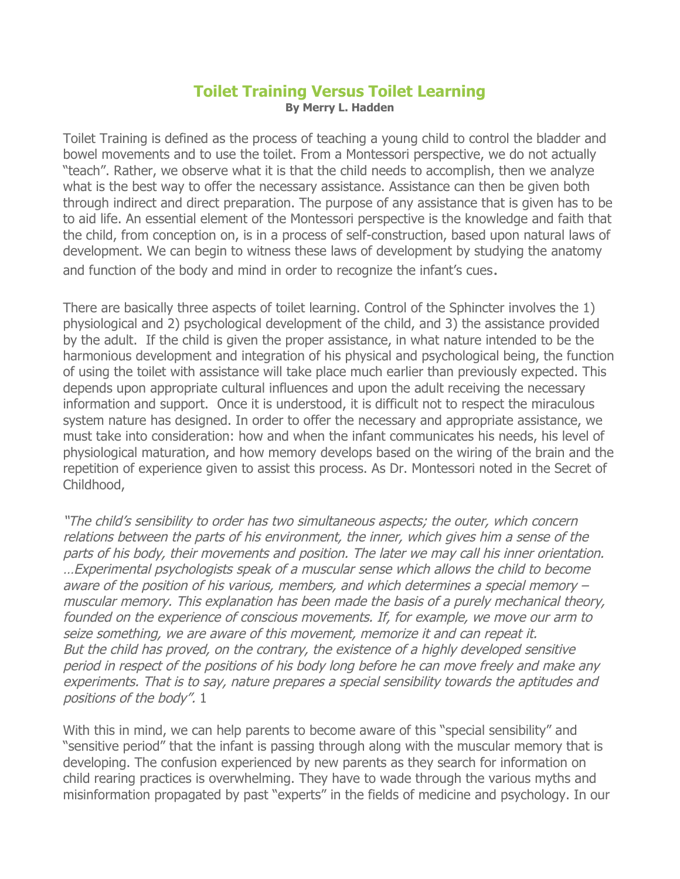# Toilet Training Versus Toilet Learning

**By Merry L. Hadden**

Toilet Training is defined as the process of teaching a young child to control the bladder and bowel movements and to use the toilet. From a Montessori perspective, we do not actually "teach". Rather, we observe what it is that the child needs to accomplish, then we analyze what is the best way to offer the necessary assistance. Assistance can then be given both through indirect and direct preparation. The purpose of any assistance that is given has to be to aid life. An essential element of the Montessori perspective is the knowledge and faith that the child, from conception on, is in a process of self-construction, based upon natural laws of development. We can begin to witness these laws of development by studying the anatomy and function of the body and mind in order to recognize the infant's cues.

There are basically three aspects of toilet learning. Control of the Sphincter involves the 1) physiological and 2) psychological development of the child, and 3) the assistance provided by the adult. If the child is given the proper assistance, in what nature intended to be the harmonious development and integration of his physical and psychological being, the function of using the toilet with assistance will take place much earlier than previously expected. This depends upon appropriate cultural influences and upon the adult receiving the necessary information and support. Once it is understood, it is difficult not to respect the miraculous system nature has designed. In order to offer the necessary and appropriate assistance, we must take into consideration: how and when the infant communicates his needs, his level of physiological maturation, and how memory develops based on the wiring of the brain and the repetition of experience given to assist this process. As Dr. Montessori noted in the Secret of Childhood,

*"The child's sensibility to order has two simultaneous aspects; the outer, which concern relations between the parts of his environment, the inner, which gives him a sense of the parts of his body, their movements and position. The later we may call his inner orientation. …Experimental psychologists speak of a muscular sense which allows the child to become aware of the position of his various, members, and which determines a special memory – muscular memory. This explanation has been made the basis of a purely mechanical theory, founded on the experience of conscious movements. If, for example, we move our arm to seize something, we are aware of this movement, memorize it and can repeat it. But the child has proved, on the contrary, the existence of a highly developed sensitive period in respect of the positions of his body long before he can move freely and make any experiments. That is to say, nature prepares a special sensibility towards the aptitudes and positions of the body".* 1

With this in mind, we can help parents to become aware of this "special sensibility" and "sensitive period" that the infant is passing through along with the muscular memory that is developing. The confusion experienced by new parents as they search for information on child rearing practices is overwhelming. They have to wade through the various myths and misinformation propagated by past "experts" in the fields of medicine and psychology. In our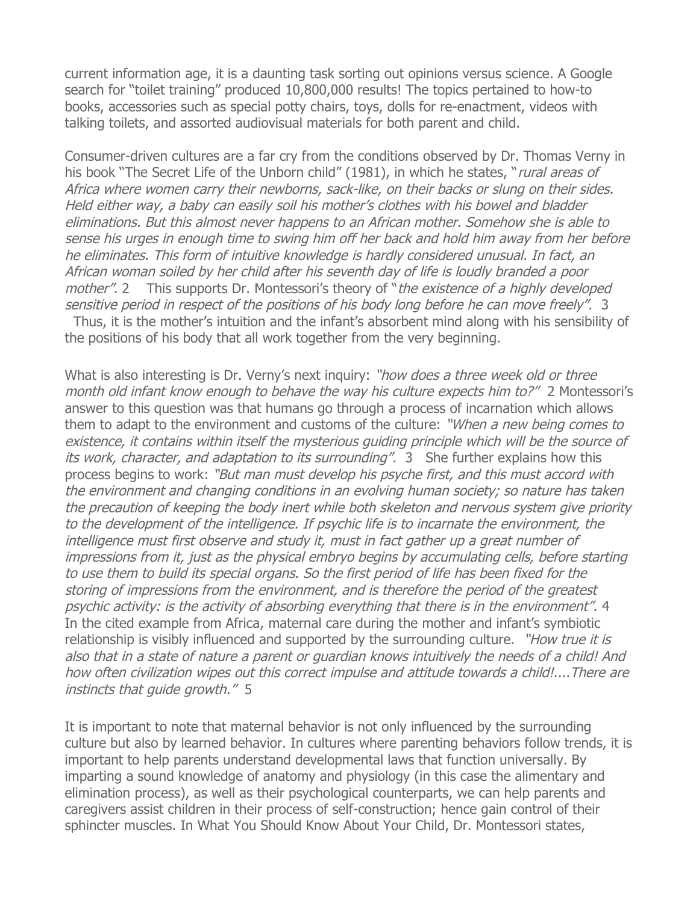current information age, it is a daunting task sorting out opinions versus science. A Google search for "toilet training" produced 10,800,000 results! The topics pertained to how-to books, accessories such as special potty chairs, toys, dolls for re-enactment, videos with talking toilets, and assorted audiovisual materials for both parent and child.

Consumer-driven cultures are a far cry from the conditions observed by Dr. Thomas Verny in his book "The Secret Life of the Unborn child" (1981), in which he states, "*rural areas of Africa where women carry their newborns, sack-like, on their backs or slung on their sides. Held either way, a baby can easily soil his mother's clothes with his bowel and bladder eliminations. But this almost never happens to an African mother. Somehow she is able to sense his urges in enough time to swing him off her back and hold him away from her before he eliminates. This form of intuitive knowledge is hardly considered unusual. In fact, an African woman soiled by her child after his seventh day of life is loudly branded a poor mother".* 2 This supports Dr. Montessori's theory of "*the existence of a highly developed sensitive period in respect of the positions of his body long before he can move freely".* 3 Thus, it is the mother's intuition and the infant's absorbent mind along with his sensibility of the positions of his body that all work together from the very beginning.

What is also interesting is Dr. Verny's next inquiry: *"how does a three week old or three month old infant know enough to behave the way his culture expects him to?"* 2 Montessori's answer to this question was that humans go through a process of incarnation which allows them to adapt to the environment and customs of the culture: *"When a new being comes to existence, it contains within itself the mysterious guiding principle which will be the source of its work, character, and adaptation to its surrounding".* 3 She further explains how this process begins to work: *"But man must develop his psyche first, and this must accord with the environment and changing conditions in an evolving human society; so nature has taken the precaution of keeping the body inert while both skeleton and nervous system give priority to the development of the intelligence. If psychic life is to incarnate the environment, the intelligence must first observe and study it, must in fact gather up a great number of impressions from it, just as the physical embryo begins by accumulating cells, before starting to use them to build its special organs. So the first period of life has been fixed for the storing of impressions from the environment, and is therefore the period of the greatest psychic activity: is the activity of absorbing everything that there is in the environment".* 4 In the cited example from Africa, maternal care during the mother and infant's symbiotic relationship is visibly influenced and supported by the surrounding culture. *"How true it is also that in a state of nature a parent or guardian knows intuitively the needs of a child! And how often civilization wipes out this correct impulse and attitude towards a child!....There are instincts that guide growth."* 5

It is important to note that maternal behavior is not only influenced by the surrounding culture but also by learned behavior. In cultures where parenting behaviors follow trends, it is important to help parents understand developmental laws that function universally. By imparting a sound knowledge of anatomy and physiology (in this case the alimentary and elimination process), as well as their psychological counterparts, we can help parents and caregivers assist children in their process of self-construction; hence gain control of their sphincter muscles. In What You Should Know About Your Child, Dr. Montessori states,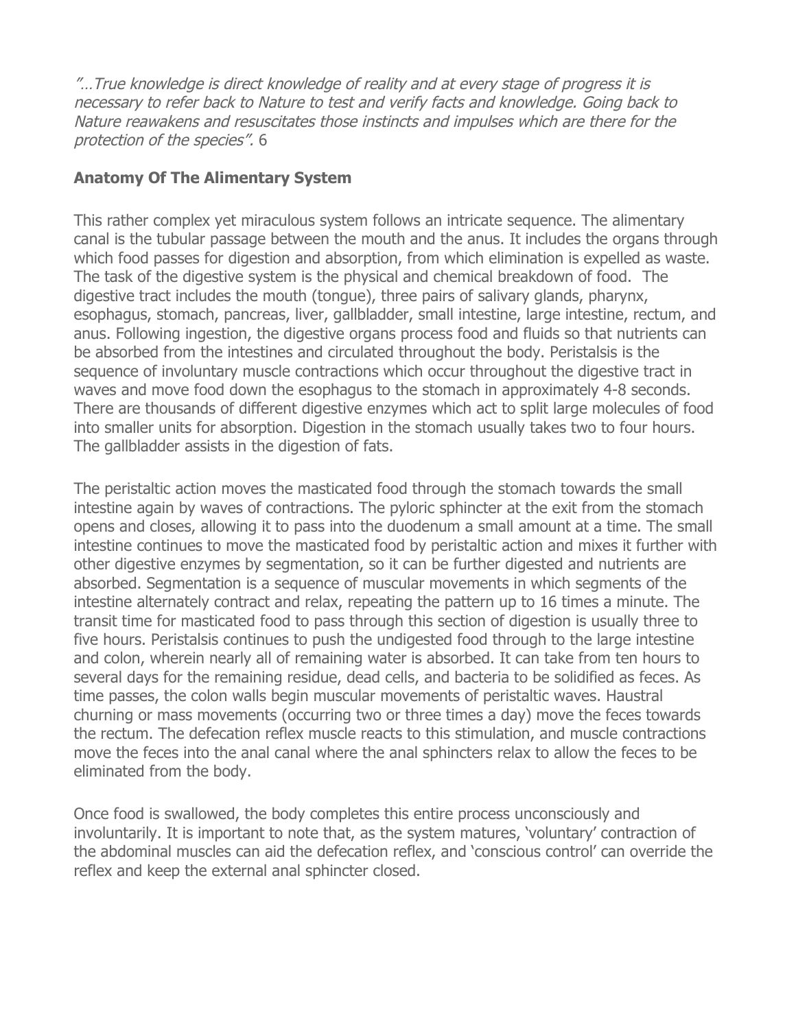*"…True knowledge is direct knowledge of reality and at every stage of progress it is necessary to refer back to Nature to test and verify facts and knowledge. Going back to Nature reawakens and resuscitates those instincts and impulses which are there for the protection of the species".* 6

**Anatomy Of The Alimentary System**

This rather complex yet miraculous system follows an intricate sequence. The alimentary canal is the tubular passage between the mouth and the anus. It includes the organs through which food passes for digestion and absorption, from which elimination is expelled as waste. The task of the digestive system is the physical and chemical breakdown of food. The digestive tract includes the mouth (tongue), three pairs of salivary glands, pharynx, esophagus, stomach, pancreas, liver, gallbladder, small intestine, large intestine, rectum, and anus. Following ingestion, the digestive organs process food and fluids so that nutrients can be absorbed from the intestines and circulated throughout the body. Peristalsis is the sequence of involuntary muscle contractions which occur throughout the digestive tract in waves and move food down the esophagus to the stomach in approximately 4-8 seconds. There are thousands of different digestive enzymes which act to split large molecules of food into smaller units for absorption. Digestion in the stomach usually takes two to four hours. The gallbladder assists in the digestion of fats.

The peristaltic action moves the masticated food through the stomach towards the small intestine again by waves of contractions. The pyloric sphincter at the exit from the stomach opens and closes, allowing it to pass into the duodenum a small amount at a time. The small intestine continues to move the masticated food by peristaltic action and mixes it further with other digestive enzymes by segmentation, so it can be further digested and nutrients are absorbed. Segmentation is a sequence of muscular movements in which segments of the intestine alternately contract and relax, repeating the pattern up to 16 times a minute. The transit time for masticated food to pass through this section of digestion is usually three to five hours. Peristalsis continues to push the undigested food through to the large intestine and colon, wherein nearly all of remaining water is absorbed. It can take from ten hours to several days for the remaining residue, dead cells, and bacteria to be solidified as feces. As time passes, the colon walls begin muscular movements of peristaltic waves. Haustral churning or mass movements (occurring two or three times a day) move the feces towards the rectum. The defecation reflex muscle reacts to this stimulation, and muscle contractions move the feces into the anal canal where the anal sphincters relax to allow the feces to be eliminated from the body.

Once food is swallowed, the body completes this entire process unconsciously and involuntarily. It is important to note that, as the system matures, 'voluntary' contraction of the abdominal muscles can aid the defecation reflex, and 'conscious control' can override the reflex and keep the external anal sphincter closed.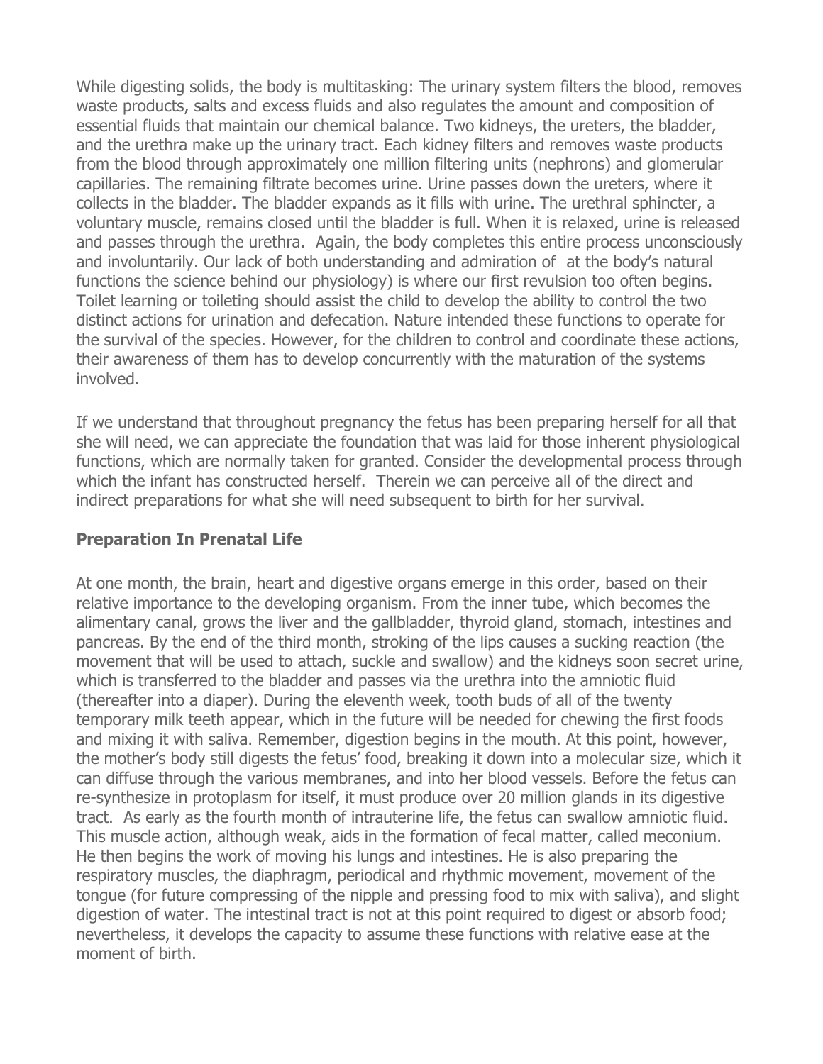While digesting solids, the body is multitasking: The urinary system filters the blood, removes waste products, salts and excess fluids and also regulates the amount and composition of essential fluids that maintain our chemical balance. Two kidneys, the ureters, the bladder, and the urethra make up the urinary tract. Each kidney filters and removes waste products from the blood through approximately one million filtering units (nephrons) and glomerular capillaries. The remaining filtrate becomes urine. Urine passes down the ureters, where it collects in the bladder. The bladder expands as it fills with urine. The urethral sphincter, a voluntary muscle, remains closed until the bladder is full. When it is relaxed, urine is released and passes through the urethra. Again, the body completes this entire process unconsciously and involuntarily. Our lack of both understanding and admiration of at the body's natural functions the science behind our physiology) is where our first revulsion too often begins. Toilet learning or toileting should assist the child to develop the ability to control the two distinct actions for urination and defecation. Nature intended these functions to operate for the survival of the species. However, for the children to control and coordinate these actions, their awareness of them has to develop concurrently with the maturation of the systems involved.

If we understand that throughout pregnancy the fetus has been preparing herself for all that she will need, we can appreciate the foundation that was laid for those inherent physiological functions, which are normally taken for granted. Consider the developmental process through which the infant has constructed herself. Therein we can perceive all of the direct and indirect preparations for what she will need subsequent to birth for her survival.

**Preparation In Prenatal Life**

At one month, the brain, heart and digestive organs emerge in this order, based on their relative importance to the developing organism. From the inner tube, which becomes the alimentary canal, grows the liver and the gallbladder, thyroid gland, stomach, intestines and pancreas. By the end of the third month, stroking of the lips causes a sucking reaction (the movement that will be used to attach, suckle and swallow) and the kidneys soon secret urine, which is transferred to the bladder and passes via the urethra into the amniotic fluid (thereafter into a diaper). During the eleventh week, tooth buds of all of the twenty temporary milk teeth appear, which in the future will be needed for chewing the first foods and mixing it with saliva. Remember, digestion begins in the mouth. At this point, however, the mother's body still digests the fetus' food, breaking it down into a molecular size, which it can diffuse through the various membranes, and into her blood vessels. Before the fetus can re-synthesize in protoplasm for itself, it must produce over 20 million glands in its digestive tract. As early as the fourth month of intrauterine life, the fetus can swallow amniotic fluid. This muscle action, although weak, aids in the formation of fecal matter, called meconium. He then begins the work of moving his lungs and intestines. He is also preparing the respiratory muscles, the diaphragm, periodical and rhythmic movement, movement of the tongue (for future compressing of the nipple and pressing food to mix with saliva), and slight digestion of water. The intestinal tract is not at this point required to digest or absorb food; nevertheless, it develops the capacity to assume these functions with relative ease at the moment of birth.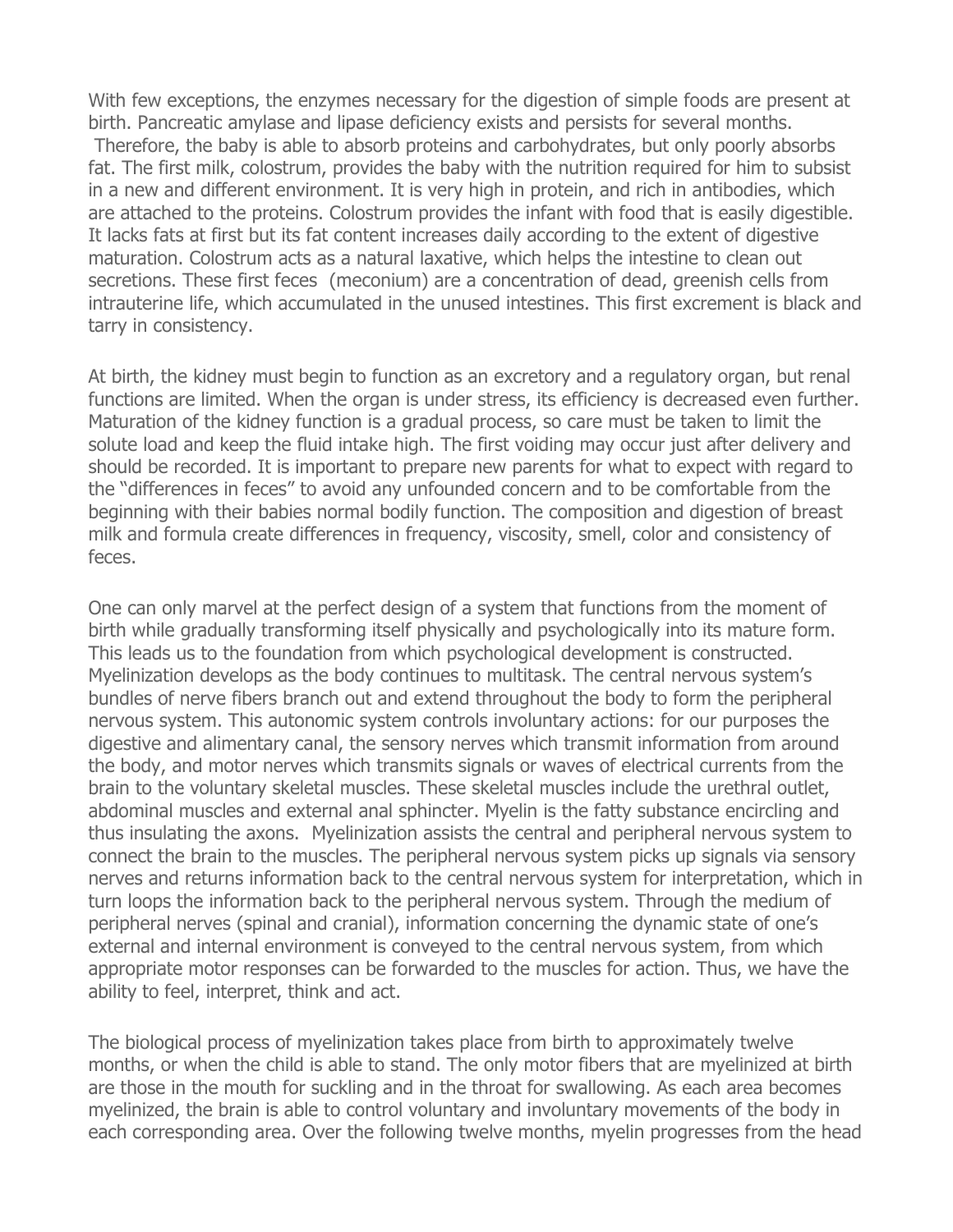With few exceptions, the enzymes necessary for the digestion of simple foods are present at birth. Pancreatic amylase and lipase deficiency exists and persists for several months. Therefore, the baby is able to absorb proteins and carbohydrates, but only poorly absorbs fat. The first milk, colostrum, provides the baby with the nutrition required for him to subsist in a new and different environment. It is very high in protein, and rich in antibodies, which are attached to the proteins. Colostrum provides the infant with food that is easily digestible. It lacks fats at first but its fat content increases daily according to the extent of digestive maturation. Colostrum acts as a natural laxative, which helps the intestine to clean out secretions. These first feces (meconium) are a concentration of dead, greenish cells from intrauterine life, which accumulated in the unused intestines. This first excrement is black and tarry in consistency.

At birth, the kidney must begin to function as an excretory and a regulatory organ, but renal functions are limited. When the organ is under stress, its efficiency is decreased even further. Maturation of the kidney function is a gradual process, so care must be taken to limit the solute load and keep the fluid intake high. The first voiding may occur just after delivery and should be recorded. It is important to prepare new parents for what to expect with regard to the "differences in feces" to avoid any unfounded concern and to be comfortable from the beginning with their babies normal bodily function. The composition and digestion of breast milk and formula create differences in frequency, viscosity, smell, color and consistency of feces.

One can only marvel at the perfect design of a system that functions from the moment of birth while gradually transforming itself physically and psychologically into its mature form. This leads us to the foundation from which psychological development is constructed. Myelinization develops as the body continues to multitask. The central nervous system's bundles of nerve fibers branch out and extend throughout the body to form the peripheral nervous system. This autonomic system controls involuntary actions: for our purposes the digestive and alimentary canal, the sensory nerves which transmit information from around the body, and motor nerves which transmits signals or waves of electrical currents from the brain to the voluntary skeletal muscles. These skeletal muscles include the urethral outlet, abdominal muscles and external anal sphincter. Myelin is the fatty substance encircling and thus insulating the axons. Myelinization assists the central and peripheral nervous system to connect the brain to the muscles. The peripheral nervous system picks up signals via sensory nerves and returns information back to the central nervous system for interpretation, which in turn loops the information back to the peripheral nervous system. Through the medium of peripheral nerves (spinal and cranial), information concerning the dynamic state of one's external and internal environment is conveyed to the central nervous system, from which appropriate motor responses can be forwarded to the muscles for action. Thus, we have the ability to feel, interpret, think and act.

The biological process of myelinization takes place from birth to approximately twelve months, or when the child is able to stand. The only motor fibers that are myelinized at birth are those in the mouth for suckling and in the throat for swallowing. As each area becomes myelinized, the brain is able to control voluntary and involuntary movements of the body in each corresponding area. Over the following twelve months, myelin progresses from the head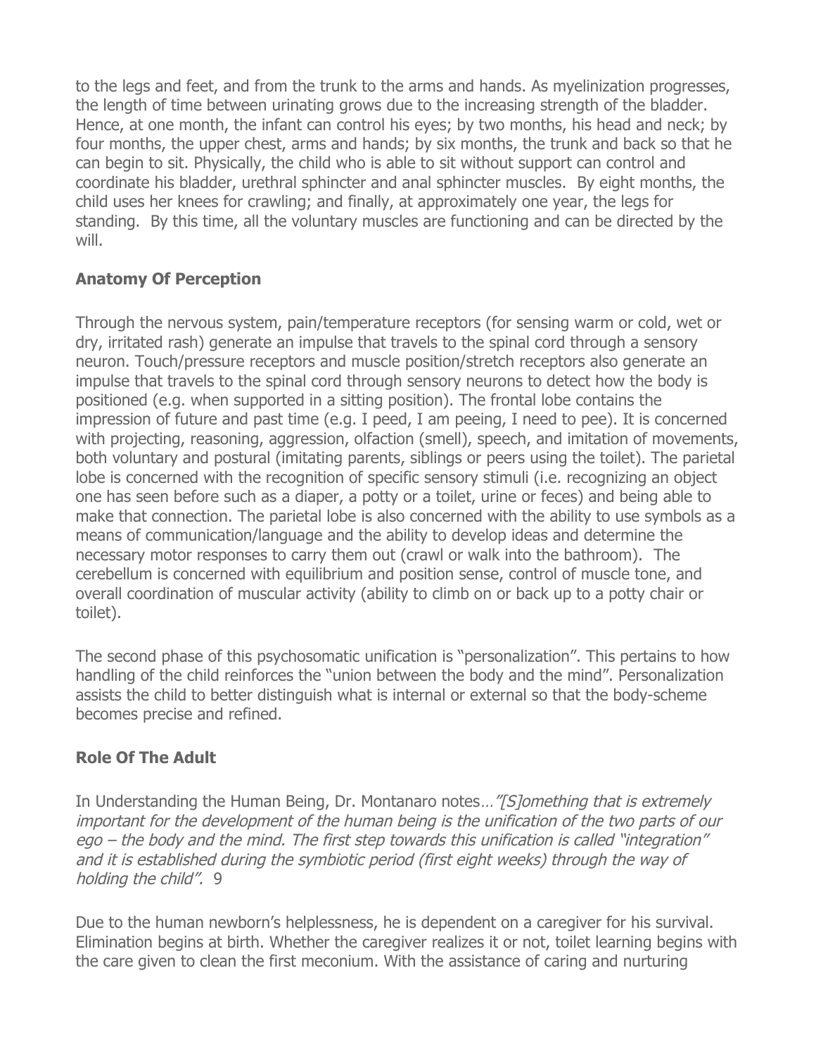to the legs and feet, and from the trunk to the arms and hands. As myelinization progresses, the length of time between urinating grows due to the increasing strength of the bladder. Hence, at one month, the infant can control his eyes; by two months, his head and neck; by four months, the upper chest, arms and hands; by six months, the trunk and back so that he can begin to sit. Physically, the child who is able to sit without support can control and coordinate his bladder, urethral sphincter and anal sphincter muscles. By eight months, the child uses her knees for crawling; and finally, at approximately one year, the legs for standing. By this time, all the voluntary muscles are functioning and can be directed by the will.

## Anatomy Of Perception

Through the nervous system, pain/temperature receptors (for sensing warm or cold, wet or dry, irritated rash) generate an impulse that travels to the spinal cord through a sensory neuron. Touch/pressure receptors and muscle position/stretch receptors also generate an impulse that travels to the spinal cord through sensory neurons to detect how the body is positioned (e.g. when supported in a sitting position). The frontal lobe contains the impression of future and past time (e.g. I peed, I am peeing, I need to pee). It is concerned with projecting, reasoning, aggression, olfaction (smell), speech, and imitation of movements, both voluntary and postural (imitating parents, siblings or peers using the toilet). The parietal lobe is concerned with the recognition of specific sensory stimuli (i.e. recognizing an object one has seen before such as a diaper, a potty or a toilet, urine or feces) and being able to make that connection. The parietal lobe is also concerned with the ability to use symbols as a means of communication/language and the ability to develop ideas and determine the necessary motor responses to carry them out (crawl or walk into the bathroom). The cerebellum is concerned with equilibrium and position sense, control of muscle tone, and overall coordination of muscular activity (ability to climb on or back up to a potty chair or toilet).

The second phase of this psychosomatic unification is "personalization". This pertains to how handling of the child reinforces the "union between the body and the mind". Personalization assists the child to better distinguish what is internal or external so that the body-scheme becomes precise and refined.

## Role Of The Adult

In Understanding the Human Being, Dr. Montanaro notes…*"[S]omething that is extremely important for the development of the human being is the unification of the two parts of our ego – the body and the mind. The first step towards this unification is called "integration" and it is established during the symbiotic period (first eight weeks) through the way of holding the child".* 9

Due to the human newborn's helplessness, he is dependent on a caregiver for his survival. Elimination begins at birth. Whether the caregiver realizes it or not, toilet learning begins with the care given to clean the first meconium. With the assistance of caring and nurturing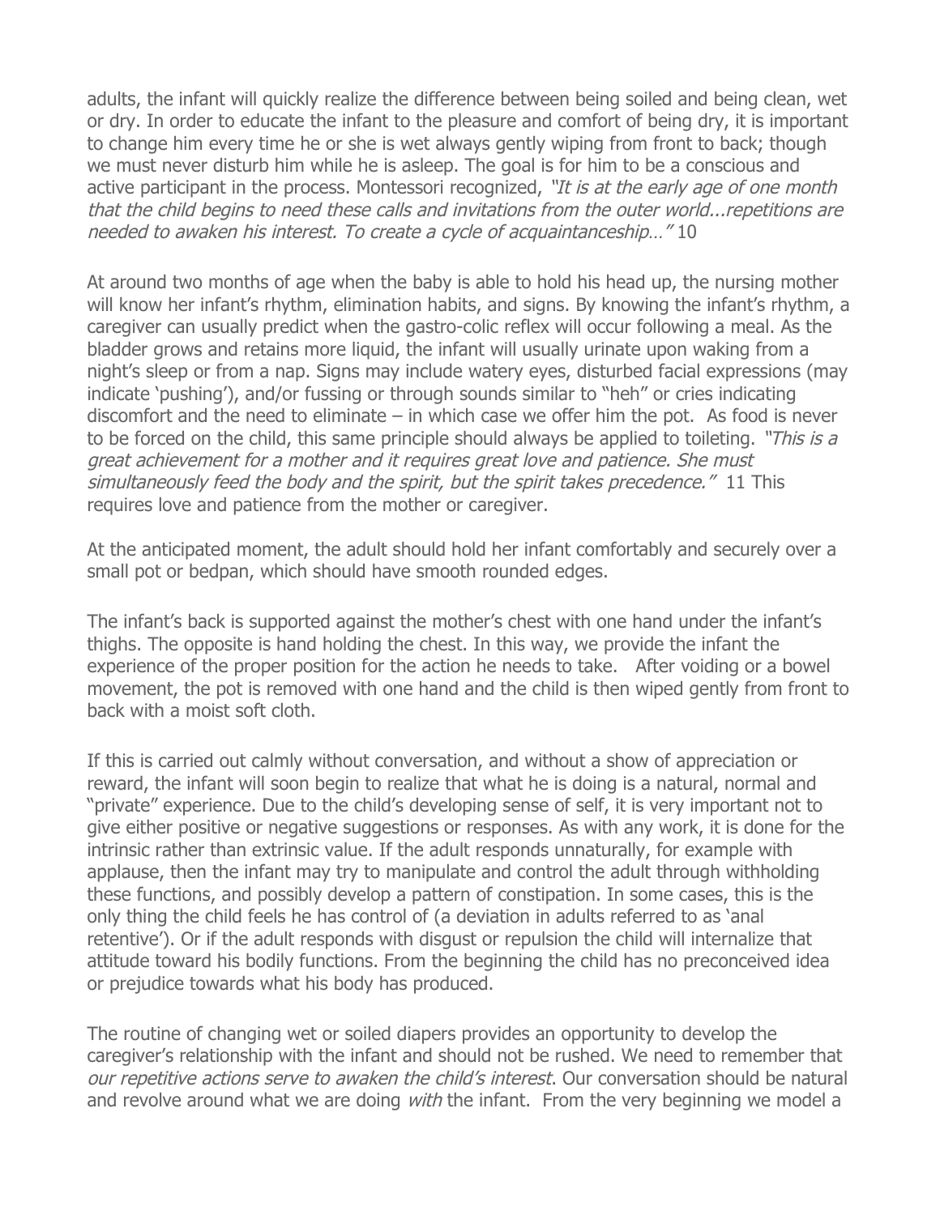adults, the infant will quickly realize the difference between being soiled and being clean, wet or dry. In order to educate the infant to the pleasure and comfort of being dry, it is important to change him every time he or she is wet always gently wiping from front to back; though we must never disturb him while he is asleep. The goal is for him to be a conscious and active participant in the process. Montessori recognized, *"It is at the early age of one month that the child begins to need these calls and invitations from the outer world...repetitions are needed to awaken his interest. To create a cycle of acquaintanceship…"* 10

At around two months of age when the baby is able to hold his head up, the nursing mother will know her infant's rhythm, elimination habits, and signs. By knowing the infant's rhythm, a caregiver can usually predict when the gastro-colic reflex will occur following a meal. As the bladder grows and retains more liquid, the infant will usually urinate upon waking from a night's sleep or from a nap. Signs may include watery eyes, disturbed facial expressions (may indicate 'pushing'), and/or fussing or through sounds similar to "heh" or cries indicating discomfort and the need to eliminate – in which case we offer him the pot. As food is never to be forced on the child, this same principle should always be applied to toileting. *"This is a great achievement for a mother and it requires great love and patience. She must simultaneously feed the body and the spirit, but the spirit takes precedence."* 11 This requires love and patience from the mother or caregiver.

At the anticipated moment, the adult should hold her infant comfortably and securely over a small pot or bedpan, which should have smooth rounded edges.

The infant's back is supported against the mother's chest with one hand under the infant's thighs. The opposite is hand holding the chest. In this way, we provide the infant the experience of the proper position for the action he needs to take. After voiding or a bowel movement, the pot is removed with one hand and the child is then wiped gently from front to back with a moist soft cloth.

If this is carried out calmly without conversation, and without a show of appreciation or reward, the infant will soon begin to realize that what he is doing is a natural, normal and "private" experience. Due to the child's developing sense of self, it is very important not to give either positive or negative suggestions or responses. As with any work, it is done for the intrinsic rather than extrinsic value. If the adult responds unnaturally, for example with applause, then the infant may try to manipulate and control the adult through withholding these functions, and possibly develop a pattern of constipation. In some cases, this is the only thing the child feels he has control of (a deviation in adults referred to as 'anal retentive'). Or if the adult responds with disgust or repulsion the child will internalize that attitude toward his bodily functions. From the beginning the child has no preconceived idea or prejudice towards what his body has produced.

The routine of changing wet or soiled diapers provides an opportunity to develop the caregiver's relationship with the infant and should not be rushed. We need to remember that *our repetitive actions serve to awaken the child's interest*. Our conversation should be natural and revolve around what we are doing *with* the infant. From the very beginning we model a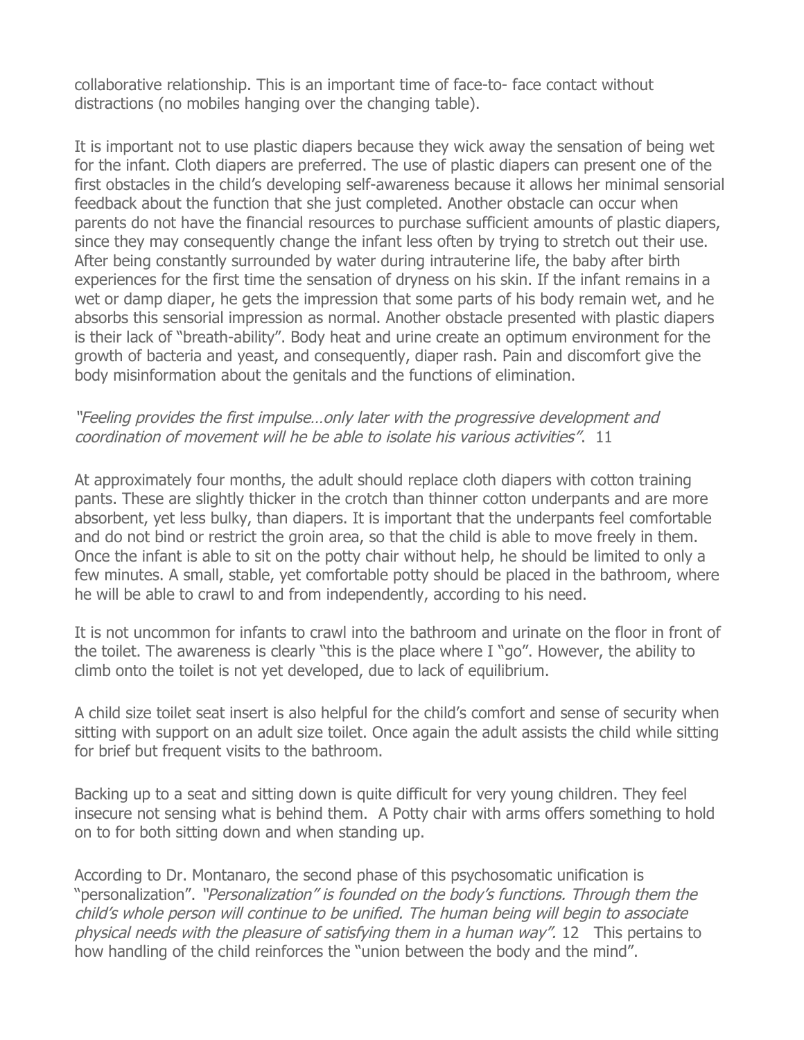collaborative relationship. This is an important time of face-to- face contact without distractions (no mobiles hanging over the changing table).

It is important not to use plastic diapers because they wick away the sensation of being wet for the infant. Cloth diapers are preferred. The use of plastic diapers can present one of the first obstacles in the child's developing self-awareness because it allows her minimal sensorial feedback about the function that she just completed. Another obstacle can occur when parents do not have the financial resources to purchase sufficient amounts of plastic diapers, since they may consequently change the infant less often by trying to stretch out their use. After being constantly surrounded by water during intrauterine life, the baby after birth experiences for the first time the sensation of dryness on his skin. If the infant remains in a wet or damp diaper, he gets the impression that some parts of his body remain wet, and he absorbs this sensorial impression as normal. Another obstacle presented with plastic diapers is their lack of "breath-ability". Body heat and urine create an optimum environment for the growth of bacteria and yeast, and consequently, diaper rash. Pain and discomfort give the body misinformation about the genitals and the functions of elimination.

*"Feeling provides the first impulse…only later with the progressive development and coordination of movement will he be able to isolate his various activities".* 11

At approximately four months, the adult should replace cloth diapers with cotton training pants. These are slightly thicker in the crotch than thinner cotton underpants and are more absorbent, yet less bulky, than diapers. It is important that the underpants feel comfortable and do not bind or restrict the groin area, so that the child is able to move freely in them. Once the infant is able to sit on the potty chair without help, he should be limited to only a few minutes. A small, stable, yet comfortable potty should be placed in the bathroom, where he will be able to crawl to and from independently, according to his need.

It is not uncommon for infants to crawl into the bathroom and urinate on the floor in front of the toilet. The awareness is clearly "this is the place where I "go". However, the ability to climb onto the toilet is not yet developed, due to lack of equilibrium.

A child size toilet seat insert is also helpful for the child's comfort and sense of security when sitting with support on an adult size toilet. Once again the adult assists the child while sitting for brief but frequent visits to the bathroom.

Backing up to a seat and sitting down is quite difficult for very young children. They feel insecure not sensing what is behind them. A Potty chair with arms offers something to hold on to for both sitting down and when standing up.

According to Dr. Montanaro, the second phase of this psychosomatic unification is "personalization". *"Personalization" is founded on the body's functions. Through them the child's whole person will continue to be unified. The human being will begin to associate physical needs with the pleasure of satisfying them in a human way".* 12 This pertains to how handling of the child reinforces the "union between the body and the mind".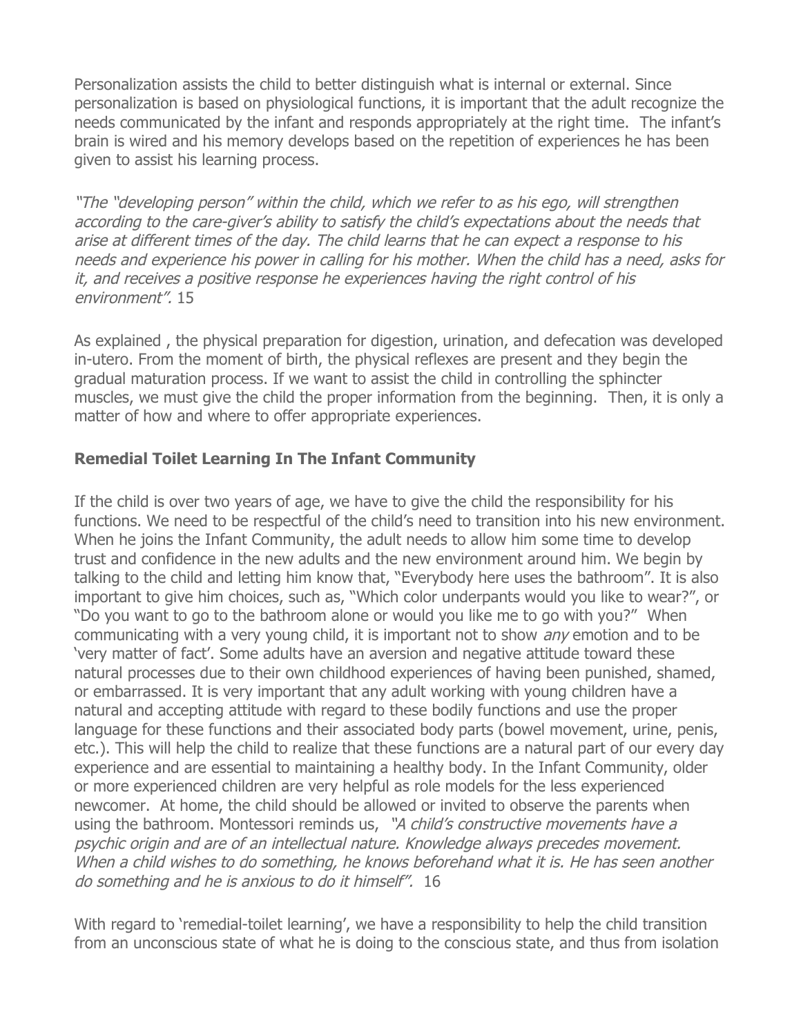Personalization assists the child to better distinguish what is internal or external. Since personalization is based on physiological functions, it is important that the adult recognize the needs communicated by the infant and responds appropriately at the right time. The infant's brain is wired and his memory develops based on the repetition of experiences he has been given to assist his learning process.

*"The "developing person" within the child, which we refer to as his ego, will strengthen according to the care-giver's ability to satisfy the child's expectations about the needs that arise at different times of the day. The child learns that he can expect a response to his needs and experience his power in calling for his mother. When the child has a need, asks for it, and receives a positive response he experiences having the right control of his environment".* 15

As explained , the physical preparation for digestion, urination, and defecation was developed in-utero. From the moment of birth, the physical reflexes are present and they begin the gradual maturation process. If we want to assist the child in controlling the sphincter muscles, we must give the child the proper information from the beginning. Then, it is only a matter of how and where to offer appropriate experiences.

**Remedial Toilet Learning In The Infant Community**

If the child is over two years of age, we have to give the child the responsibility for his functions. We need to be respectful of the child's need to transition into his new environment. When he joins the Infant Community, the adult needs to allow him some time to develop trust and confidence in the new adults and the new environment around him. We begin by talking to the child and letting him know that, "Everybody here uses the bathroom". It is also important to give him choices, such as, "Which color underpants would you like to wear?", or "Do you want to go to the bathroom alone or would you like me to go with you?" When communicating with a very young child, it is important not to show *any* emotion and to be 'very matter of fact'. Some adults have an aversion and negative attitude toward these natural processes due to their own childhood experiences of having been punished, shamed, or embarrassed. It is very important that any adult working with young children have a natural and accepting attitude with regard to these bodily functions and use the proper language for these functions and their associated body parts (bowel movement, urine, penis, etc.). This will help the child to realize that these functions are a natural part of our every day experience and are essential to maintaining a healthy body. In the Infant Community, older or more experienced children are very helpful as role models for the less experienced newcomer. At home, the child should be allowed or invited to observe the parents when using the bathroom. Montessori reminds us, *"A child's constructive movements have a psychic origin and are of an intellectual nature. Knowledge always precedes movement. When a child wishes to do something, he knows beforehand what it is. He has seen another do something and he is anxious to do it himself".* 16

With regard to 'remedial-toilet learning', we have a responsibility to help the child transition from an unconscious state of what he is doing to the conscious state, and thus from isolation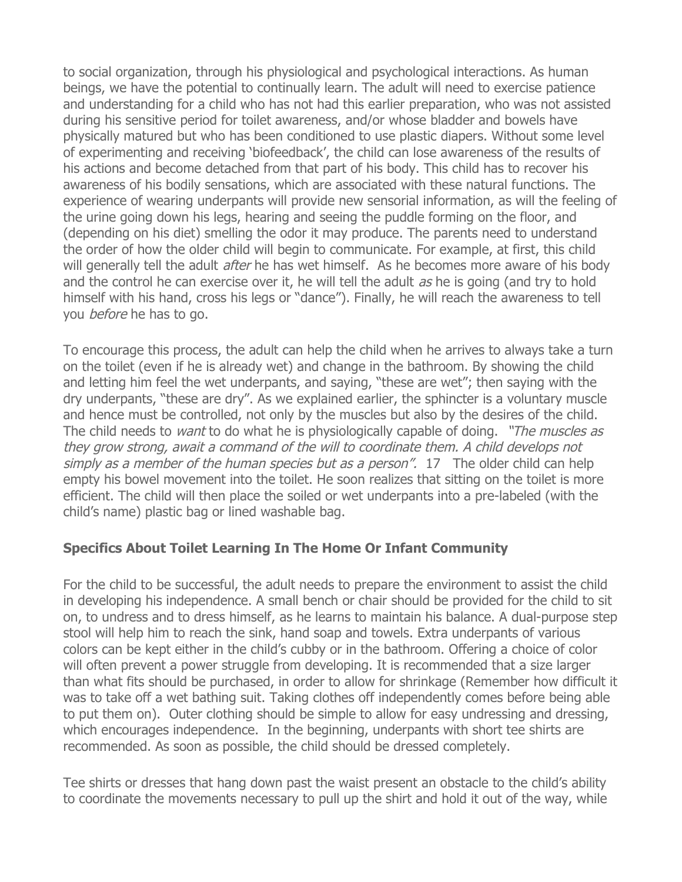to social organization, through his physiological and psychological interactions. As human beings, we have the potential to continually learn. The adult will need to exercise patience and understanding for a child who has not had this earlier preparation, who was not assisted during his sensitive period for toilet awareness, and/or whose bladder and bowels have physically matured but who has been conditioned to use plastic diapers. Without some level of experimenting and receiving 'biofeedback', the child can lose awareness of the results of his actions and become detached from that part of his body. This child has to recover his awareness of his bodily sensations, which are associated with these natural functions. The experience of wearing underpants will provide new sensorial information, as will the feeling of the urine going down his legs, hearing and seeing the puddle forming on the floor, and (depending on his diet) smelling the odor it may produce. The parents need to understand the order of how the older child will begin to communicate. For example, at first, this child will generally tell the adult *after* he has wet himself. As he becomes more aware of his body and the control he can exercise over it, he will tell the adult *as* he is going (and try to hold himself with his hand, cross his legs or "dance"). Finally, he will reach the awareness to tell you *before* he has to go.

To encourage this process, the adult can help the child when he arrives to always take a turn on the toilet (even if he is already wet) and change in the bathroom. By showing the child and letting him feel the wet underpants, and saying, "these are wet"; then saying with the dry underpants, "these are dry". As we explained earlier, the sphincter is a voluntary muscle and hence must be controlled, not only by the muscles but also by the desires of the child. The child needs to *want* to do what he is physiologically capable of doing. *"The muscles as they grow strong, await a command of the will to coordinate them. A child develops not simply as a member of the human species but as a person".* 17 The older child can help empty his bowel movement into the toilet. He soon realizes that sitting on the toilet is more efficient. The child will then place the soiled or wet underpants into a pre-labeled (with the child's name) plastic bag or lined washable bag.

### Specifics About Toilet Learning In The Home Or Infant Community

For the child to be successful, the adult needs to prepare the environment to assist the child in developing his independence. A small bench or chair should be provided for the child to sit on, to undress and to dress himself, as he learns to maintain his balance. A dual-purpose step stool will help him to reach the sink, hand soap and towels. Extra underpants of various colors can be kept either in the child's cubby or in the bathroom. Offering a choice of color will often prevent a power struggle from developing. It is recommended that a size larger than what fits should be purchased, in order to allow for shrinkage (Remember how difficult it was to take off a wet bathing suit. Taking clothes off independently comes before being able to put them on). Outer clothing should be simple to allow for easy undressing and dressing, which encourages independence. In the beginning, underpants with short tee shirts are recommended. As soon as possible, the child should be dressed completely.

Tee shirts or dresses that hang down past the waist present an obstacle to the child's ability to coordinate the movements necessary to pull up the shirt and hold it out of the way, while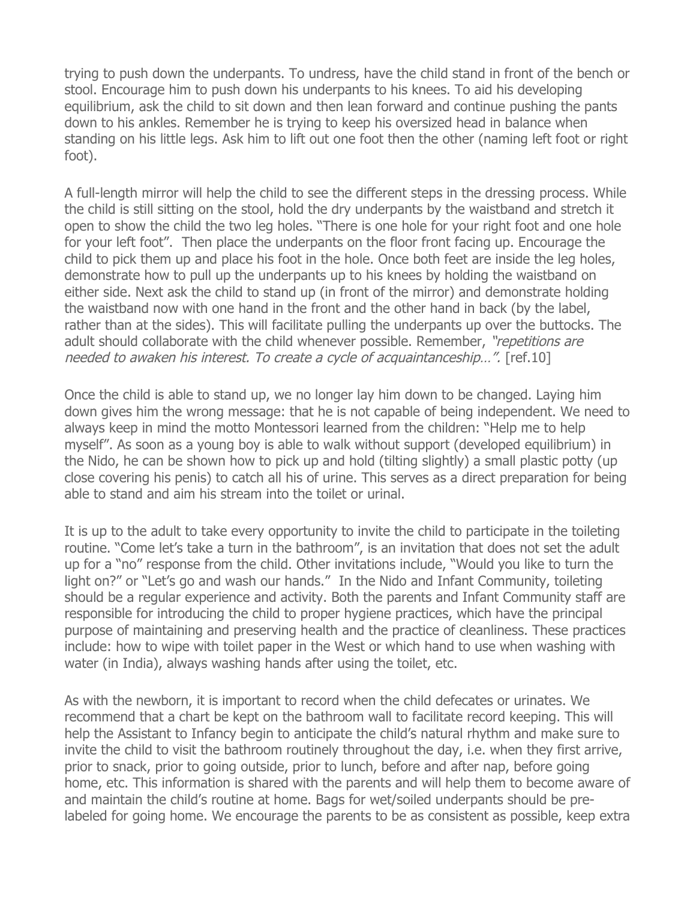trying to push down the underpants. To undress, have the child stand in front of the bench or stool. Encourage him to push down his underpants to his knees. To aid his developing equilibrium, ask the child to sit down and then lean forward and continue pushing the pants down to his ankles. Remember he is trying to keep his oversized head in balance when standing on his little legs. Ask him to lift out one foot then the other (naming left foot or right foot).

A full-length mirror will help the child to see the different steps in the dressing process. While the child is still sitting on the stool, hold the dry underpants by the waistband and stretch it open to show the child the two leg holes. "There is one hole for your right foot and one hole for your left foot". Then place the underpants on the floor front facing up. Encourage the child to pick them up and place his foot in the hole. Once both feet are inside the leg holes, demonstrate how to pull up the underpants up to his knees by holding the waistband on either side. Next ask the child to stand up (in front of the mirror) and demonstrate holding the waistband now with one hand in the front and the other hand in back (by the label, rather than at the sides). This will facilitate pulling the underpants up over the buttocks. The adult should collaborate with the child whenever possible. Remember, *"repetitions are needed to awaken his interest. To create a cycle of acquaintanceship…".* [ref.10]

Once the child is able to stand up, we no longer lay him down to be changed. Laying him down gives him the wrong message: that he is not capable of being independent. We need to always keep in mind the motto Montessori learned from the children: "Help me to help myself". As soon as a young boy is able to walk without support (developed equilibrium) in the Nido, he can be shown how to pick up and hold (tilting slightly) a small plastic potty (up close covering his penis) to catch all his of urine. This serves as a direct preparation for being able to stand and aim his stream into the toilet or urinal.

It is up to the adult to take every opportunity to invite the child to participate in the toileting routine. "Come let's take a turn in the bathroom", is an invitation that does not set the adult up for a "no" response from the child. Other invitations include, "Would you like to turn the light on?" or "Let's go and wash our hands." In the Nido and Infant Community, toileting should be a regular experience and activity. Both the parents and Infant Community staff are responsible for introducing the child to proper hygiene practices, which have the principal purpose of maintaining and preserving health and the practice of cleanliness. These practices include: how to wipe with toilet paper in the West or which hand to use when washing with water (in India), always washing hands after using the toilet, etc.

As with the newborn, it is important to record when the child defecates or urinates. We recommend that a chart be kept on the bathroom wall to facilitate record keeping. This will help the Assistant to Infancy begin to anticipate the child's natural rhythm and make sure to invite the child to visit the bathroom routinely throughout the day, i.e. when they first arrive, prior to snack, prior to going outside, prior to lunch, before and after nap, before going home, etc. This information is shared with the parents and will help them to become aware of and maintain the child's routine at home. Bags for wet/soiled underpants should be pre-labeled for going home. We encourage the parents to be as consistent as possible, keep extra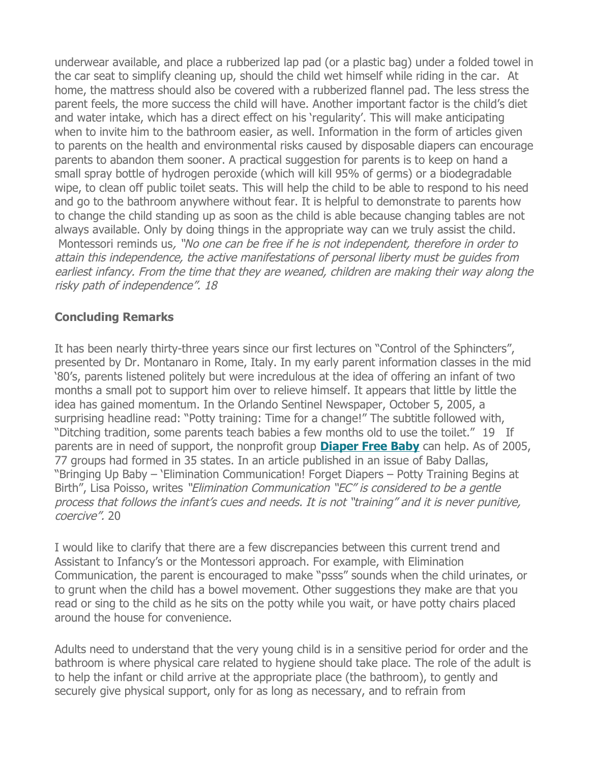underwear available, and place a rubberized lap pad (or a plastic bag) under a folded towel in the car seat to simplify cleaning up, should the child wet himself while riding in the car. At home, the mattress should also be covered with a rubberized flannel pad. The less stress the parent feels, the more success the child will have. Another important factor is the child's diet and water intake, which has a direct effect on his 'regularity'. This will make anticipating when to invite him to the bathroom easier, as well. Information in the form of articles given to parents on the health and environmental risks caused by disposable diapers can encourage parents to abandon them sooner. A practical suggestion for parents is to keep on hand a small spray bottle of hydrogen peroxide (which will kill 95% of germs) or a biodegradable wipe, to clean off public toilet seats. This will help the child to be able to respond to his need and go to the bathroom anywhere without fear. It is helpful to demonstrate to parents how to change the child standing up as soon as the child is able because changing tables are not always available. Only by doing things in the appropriate way can we truly assist the child. Montessori reminds us*, "No one can be free if he is not independent, therefore in order to attain this independence, the active manifestations of personal liberty must be guides from earliest infancy. From the time that they are weaned, children are making their way along the risky path of independence".* 18

**Concluding Remarks**

It has been nearly thirty-three years since our first lectures on "Control of the Sphincters", presented by Dr. Montanaro in Rome, Italy. In my early parent information classes in the mid '80's, parents listened politely but were incredulous at the idea of offering an infant of two months a small pot to support him over to relieve himself. It appears that little by little the idea has gained momentum. In the Orlando Sentinel Newspaper, October 5, 2005, a surprising headline read: "Potty training: Time for a change!" The subtitle followed with, "Ditching tradition, some parents teach babies a few months old to use the toilet." 19 If parents are in need of support, the nonprofit group **Diaper Free Baby** can help. As of 2005, 77 groups had formed in 35 states. In an article published in an issue of Baby Dallas, "Bringing Up Baby – 'Elimination Communication! Forget Diapers – Potty Training Begins at Birth", Lisa Poisso, writes *"Elimination Communication "EC" is considered to be a gentle process that follows the infant's cues and needs. It is not "training" and it is never punitive, coercive".* 20

I would like to clarify that there are a few discrepancies between this current trend and Assistant to Infancy's or the Montessori approach. For example, with Elimination Communication, the parent is encouraged to make "psss" sounds when the child urinates, or to grunt when the child has a bowel movement. Other suggestions they make are that you read or sing to the child as he sits on the potty while you wait, or have potty chairs placed around the house for convenience.

Adults need to understand that the very young child is in a sensitive period for order and the bathroom is where physical care related to hygiene should take place. The role of the adult is to help the infant or child arrive at the appropriate place (the bathroom), to gently and securely give physical support, only for as long as necessary, and to refrain from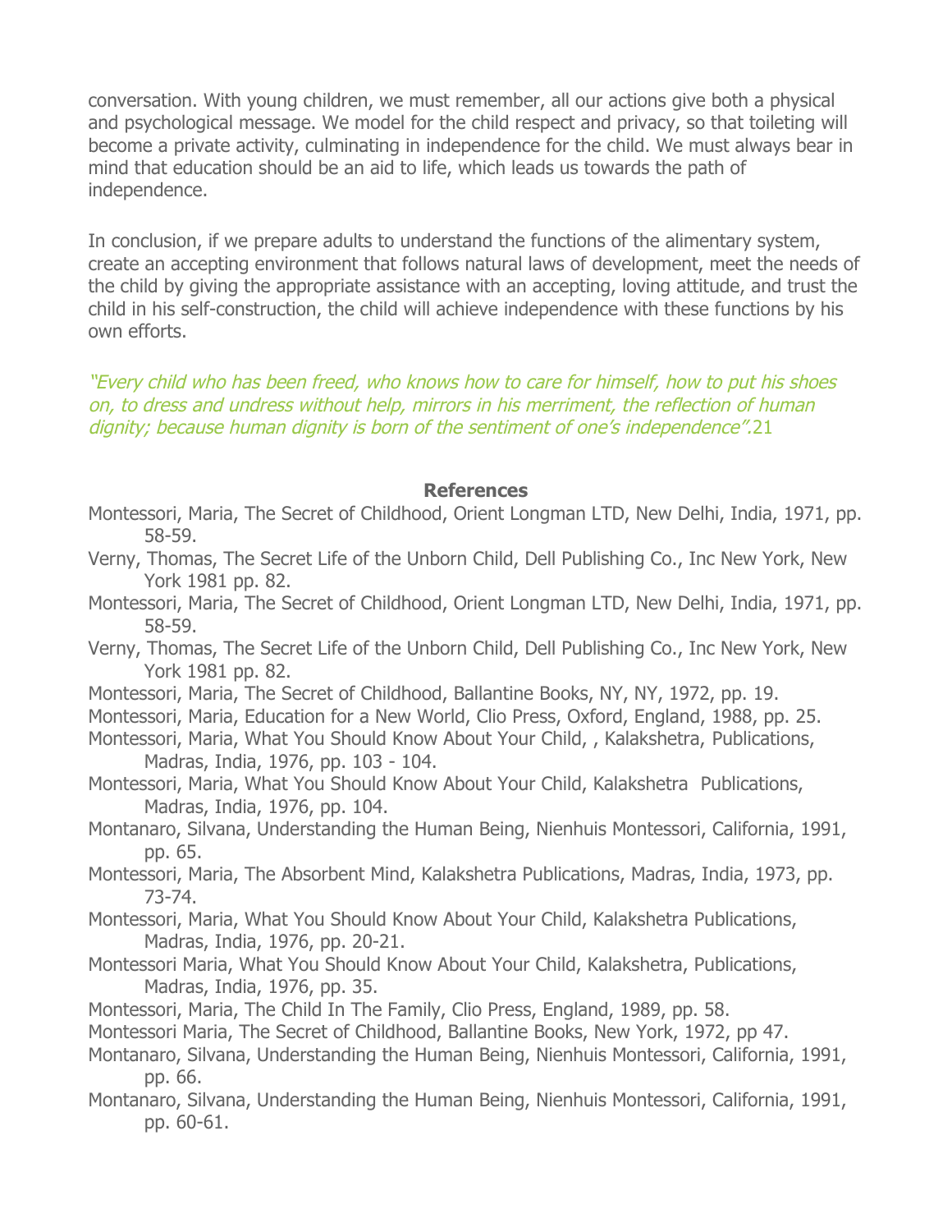conversation. With young children, we must remember, all our actions give both a physical and psychological message. We model for the child respect and privacy, so that toileting will become a private activity, culminating in independence for the child. We must always bear in mind that education should be an aid to life, which leads us towards the path of independence.

In conclusion, if we prepare adults to understand the functions of the alimentary system, create an accepting environment that follows natural laws of development, meet the needs of the child by giving the appropriate assistance with an accepting, loving attitude, and trust the child in his self-construction, the child will achieve independence with these functions by his own efforts.

*"Every child who has been freed, who knows how to care for himself, how to put his shoes on, to dress and undress without help, mirrors in his merriment, the reflection of human dignity; because human dignity is born of the sentiment of one's independence".*[21]

**References**

Montessori, Maria, The Secret of Childhood, Orient Longman LTD, New Delhi, India, 1971, pp. 58-59.

Verny, Thomas, The Secret Life of the Unborn Child, Dell Publishing Co., Inc New York, New York 1981 pp. 82.

Montessori, Maria, The Secret of Childhood, Orient Longman LTD, New Delhi, India, 1971, pp. 58-59.

Verny, Thomas, The Secret Life of the Unborn Child, Dell Publishing Co., Inc New York, New York 1981 pp. 82.

Montessori, Maria, The Secret of Childhood, Ballantine Books, NY, NY, 1972, pp. 19.

Montessori, Maria, Education for a New World, Clio Press, Oxford, England, 1988, pp. 25.

Montessori, Maria, What You Should Know About Your Child, , Kalakshetra, Publications, Madras, India, 1976, pp. 103 - 104.

Montessori, Maria, What You Should Know About Your Child, Kalakshetra Publications, Madras, India, 1976, pp. 104.

Montanaro, Silvana, Understanding the Human Being, Nienhuis Montessori, California, 1991, pp. 65.

Montessori, Maria, The Absorbent Mind, Kalakshetra Publications, Madras, India, 1973, pp. 73-74.

Montessori, Maria, What You Should Know About Your Child, Kalakshetra Publications, Madras, India, 1976, pp. 20-21.

Montessori Maria, What You Should Know About Your Child, Kalakshetra, Publications, Madras, India, 1976, pp. 35.

Montessori, Maria, The Child In The Family, Clio Press, England, 1989, pp. 58.

Montessori Maria, The Secret of Childhood, Ballantine Books, New York, 1972, pp 47.

Montanaro, Silvana, Understanding the Human Being, Nienhuis Montessori, California, 1991, pp. 66.

Montanaro, Silvana, Understanding the Human Being, Nienhuis Montessori, California, 1991, pp. 60-61.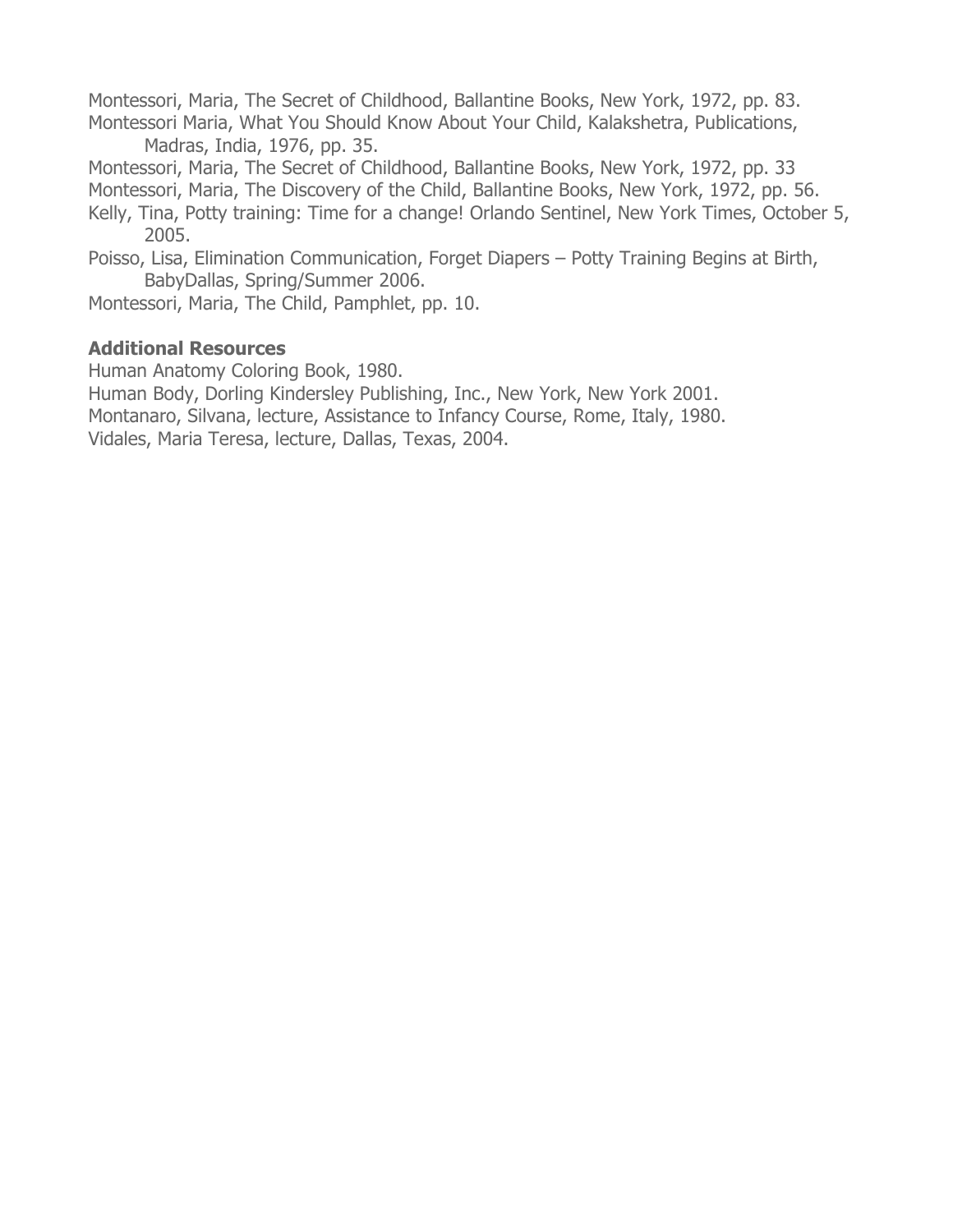Montessori, Maria, The Secret of Childhood, Ballantine Books, New York, 1972, pp. 83.

Montessori Maria, What You Should Know About Your Child, Kalakshetra, Publications, Madras, India, 1976, pp. 35.

Montessori, Maria, The Secret of Childhood, Ballantine Books, New York, 1972, pp. 33

Montessori, Maria, The Discovery of the Child, Ballantine Books, New York, 1972, pp. 56.

Kelly, Tina, Potty training: Time for a change! Orlando Sentinel, New York Times, October 5, 2005.

Poisso, Lisa, Elimination Communication, Forget Diapers – Potty Training Begins at Birth, BabyDallas, Spring/Summer 2006.

Montessori, Maria, The Child, Pamphlet, pp. 10.

**Additional Resources**

Human Anatomy Coloring Book, 1980.

Human Body, Dorling Kindersley Publishing, Inc., New York, New York 2001.

Montanaro, Silvana, lecture, Assistance to Infancy Course, Rome, Italy, 1980.

Vidales, Maria Teresa, lecture, Dallas, Texas, 2004.